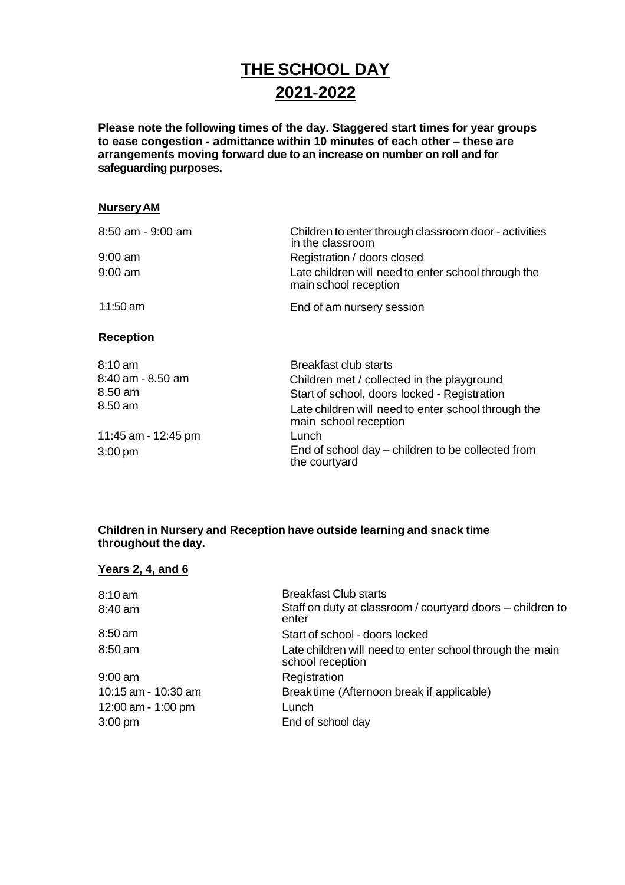# THE SCHOOL DAY
# 2021-2022

**Please note the following times of the day. Staggered start times for year groups to ease congestion - admittance within 10 minutes of each other – these are arrangements moving forward due to an increase on number on roll and for safeguarding purposes.**

## Nursery AM

| | |
|---|---|
| 8:50 am - 9:00 am | Children to enter through classroom door - activities in the classroom |
| 9:00 am | Registration / doors closed |
| 9:00 am | Late children will need to enter school through the main school reception |
| 11:50 am | End of am nursery session |

## Reception

| | |
|---|---|
| 8:10 am | Breakfast club starts |
| 8:40 am - 8.50 am | Children met / collected in the playground |
| 8.50 am | Start of school, doors locked - Registration |
| 8.50 am | Late children will need to enter school through the main school reception |
| 11:45 am - 12:45 pm | Lunch |
| 3:00 pm | End of school day – children to be collected from the courtyard |

**Children in Nursery and Reception have outside learning and snack time throughout the day.**

## Years 2, 4, and 6

| | |
|---|---|
| 8:10 am | Breakfast Club starts |
| 8:40 am | Staff on duty at classroom / courtyard doors – children to enter |
| 8:50 am | Start of school - doors locked |
| 8:50 am | Late children will need to enter school through the main school reception |
| 9:00 am | Registration |
| 10:15 am - 10:30 am | Break time (Afternoon break if applicable) |
| 12:00 am - 1:00 pm | Lunch |
| 3:00 pm | End of school day |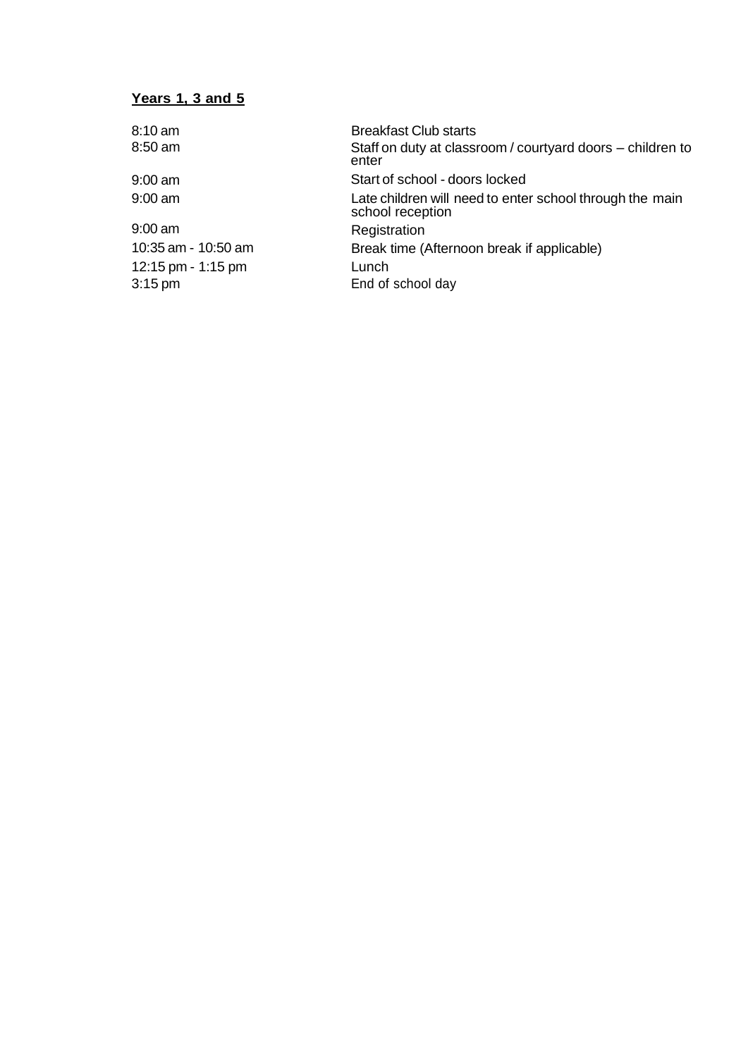**Years 1, 3 and 5**

| | |
|---|---|
| 8:10 am | Breakfast Club starts |
| 8:50 am | Staff on duty at classroom / courtyard doors – children to enter |
| 9:00 am | Start of school - doors locked |
| 9:00 am | Late children will need to enter school through the main school reception |
| 9:00 am | Registration |
| 10:35 am - 10:50 am | Break time (Afternoon break if applicable) |
| 12:15 pm - 1:15 pm | Lunch |
| 3:15 pm | End of school day |